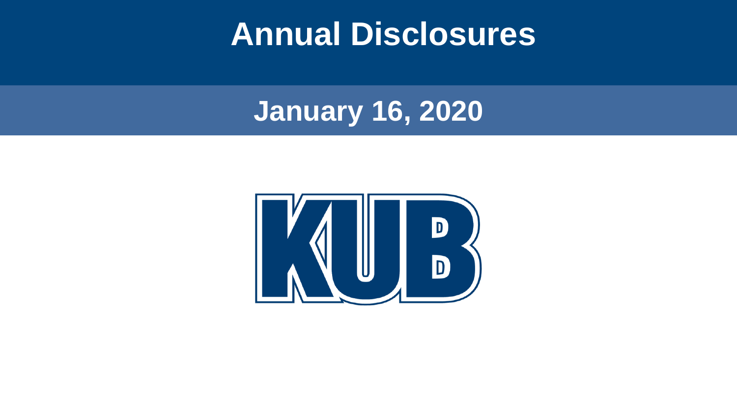# Annual Disclosures

## January 16, 2020

KUB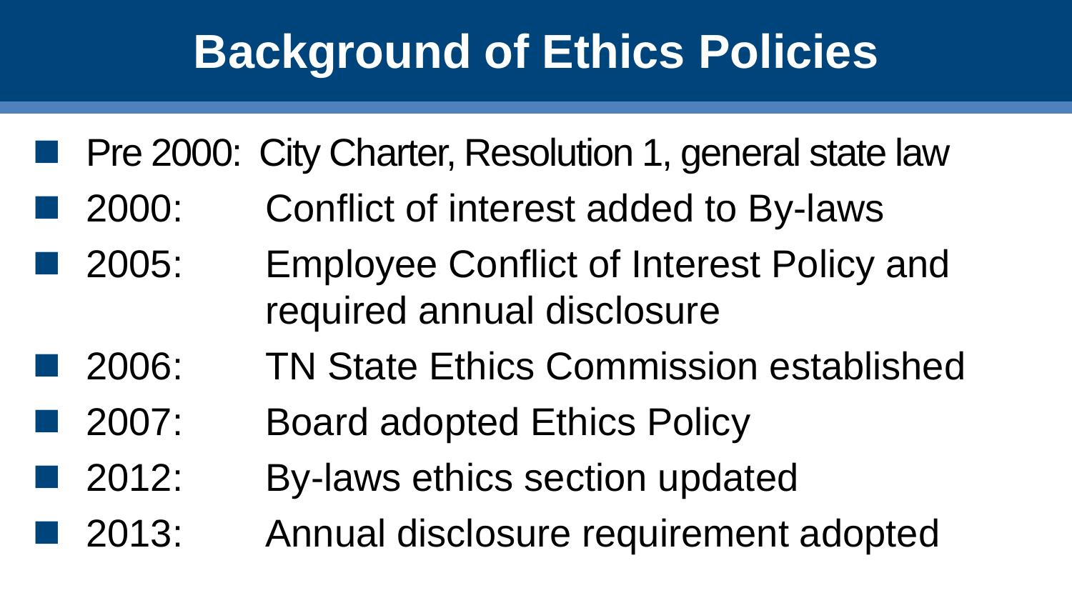# Background of Ethics Policies

- Pre 2000: City Charter, Resolution 1, general state law
- 2000: Conflict of interest added to By-laws
- 2005: Employee Conflict of Interest Policy and required annual disclosure
- 2006: TN State Ethics Commission established
- 2007: Board adopted Ethics Policy
- 2012: By-laws ethics section updated
- 2013: Annual disclosure requirement adopted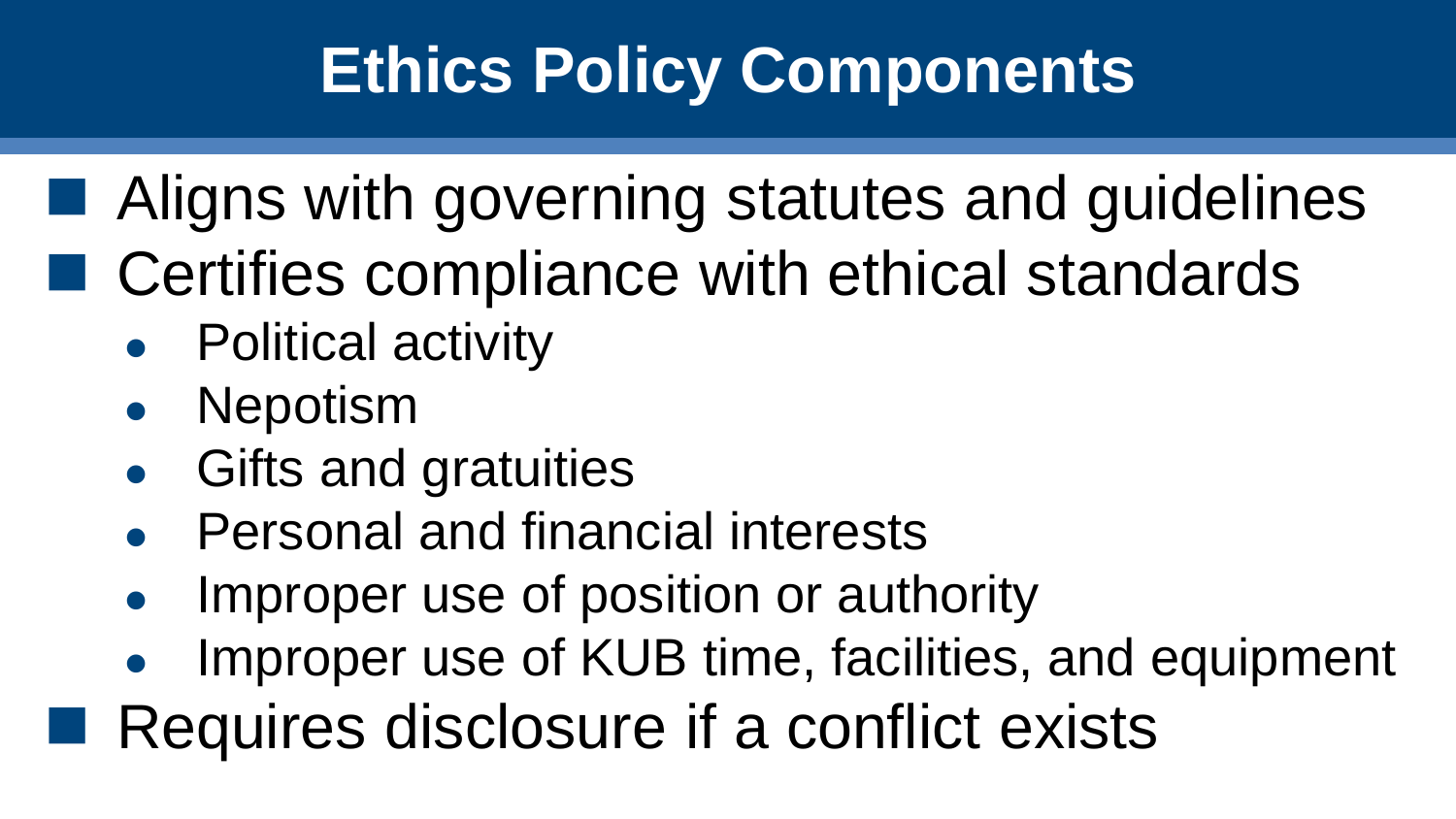# Ethics Policy Components

- Aligns with governing statutes and guidelines
- Certifies compliance with ethical standards
  - Political activity
  - Nepotism
  - Gifts and gratuities
  - Personal and financial interests
  - Improper use of position or authority
  - Improper use of KUB time, facilities, and equipment
- Requires disclosure if a conflict exists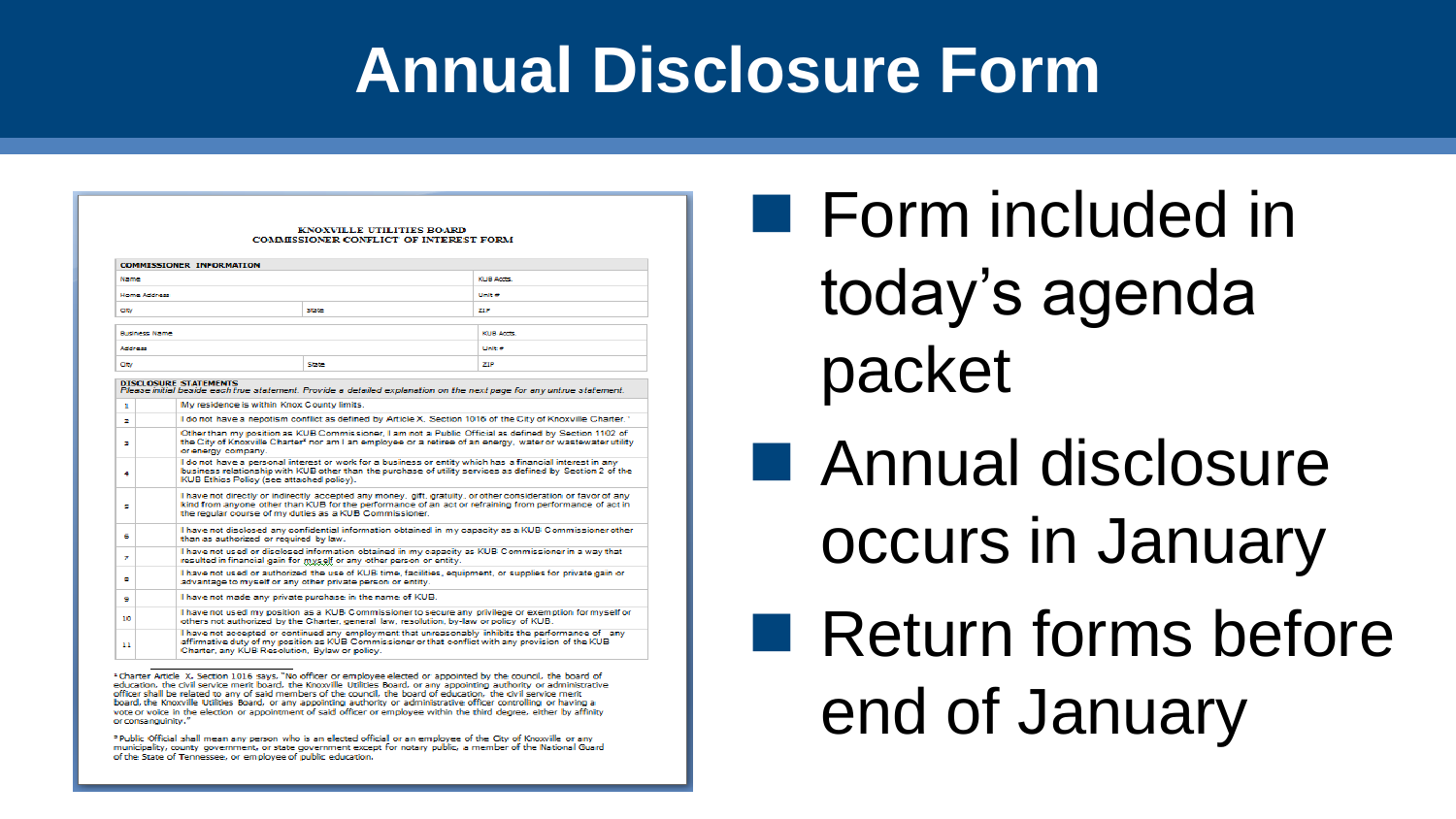# Annual Disclosure Form

KNOXVILLE UTILITIES BOARD
COMMISSIONER CONFLICT OF INTEREST FORM

| COMMISSIONER INFORMATION | | |
|---|---|---|
| Name | | KUB Accts. |
| Home Address | | Unit # |
| City | State | ZIP |

| | | |
|---|---|---|
| Business Name | | KUB Accts. |
| Address | | Unit # |
| City | State | ZIP |

**DISCLOSURE STATEMENTS**
*Please initial beside each true statement. Provide a detailed explanation on the next page for any untrue statement.*

| # | Initial | Statement |
|---|---|---|
| 1 | | My residence is within Knox County limits. |
| 2 | | I do not have a nepotism conflict as defined by Article X, Section 1016 of the City of Knoxville Charter.[1] |
| 3 | | Other than my position as KUB Commissioner, I am not a Public Official as defined by Section 1102 of the City of Knoxville Charter[2] nor am I an employee or a retiree of an energy, water or wastewater utility or energy company. |
| 4 | | I do not have a personal interest or work for a business or entity which has a financial interest in any business relationship with KUB other than the purchase of utility services as defined by Section 2 of the KUB Ethics Policy (see attached policy). |
| 5 | | I have not directly or indirectly accepted any money, gift, gratuity, or other consideration or favor of any kind from anyone other than KUB for the performance of an act or refraining from performance of act in the regular course of my duties as a KUB Commissioner. |
| 6 | | I have not disclosed any confidential information obtained in my capacity as a KUB Commissioner other than as authorized or required by law. |
| 7 | | I have not used or disclosed information obtained in my capacity as KUB Commissioner in a way that resulted in financial gain for myself or any other person or entity. |
| 8 | | I have not used or authorized the use of KUB time, facilities, equipment, or supplies for private gain or advantage to myself or any other private person or entity. |
| 9 | | I have not made any private purchase in the name of KUB. |
| 10 | | I have not used my position as a KUB Commissioner to secure any privilege or exemption for myself or others not authorized by the Charter, general law, resolution, by-law or policy of KUB. |
| 11 | | I have not accepted or continued any employment that unreasonably inhibits the performance of any affirmative duty of my position as KUB Commissioner or that conflict with any provision of the KUB Charter, any KUB Resolution, Bylaw or policy. |

[1] Charter Article X, Section 1016 says, "No officer or employee elected or appointed by the council, the board of education, the civil service merit board, the Knoxville Utilities Board, or any appointing authority or administrative officer shall be related to any of said members of the council, the board of education, the civil service merit board, the Knoxville Utilities Board, or any appointing authority or administrative officer controlling or having a vote or voice in the election or appointment of said officer or employee within the third degree, either by affinity or consanguinity."

[2] Public Official shall mean any person who is an elected official or an employee of the City of Knoxville or any municipality, county government, or state government except for notary public, a member of the National Guard of the State of Tennessee, or employee of public education.

- Form included in today's agenda packet
- Annual disclosure occurs in January
- Return forms before end of January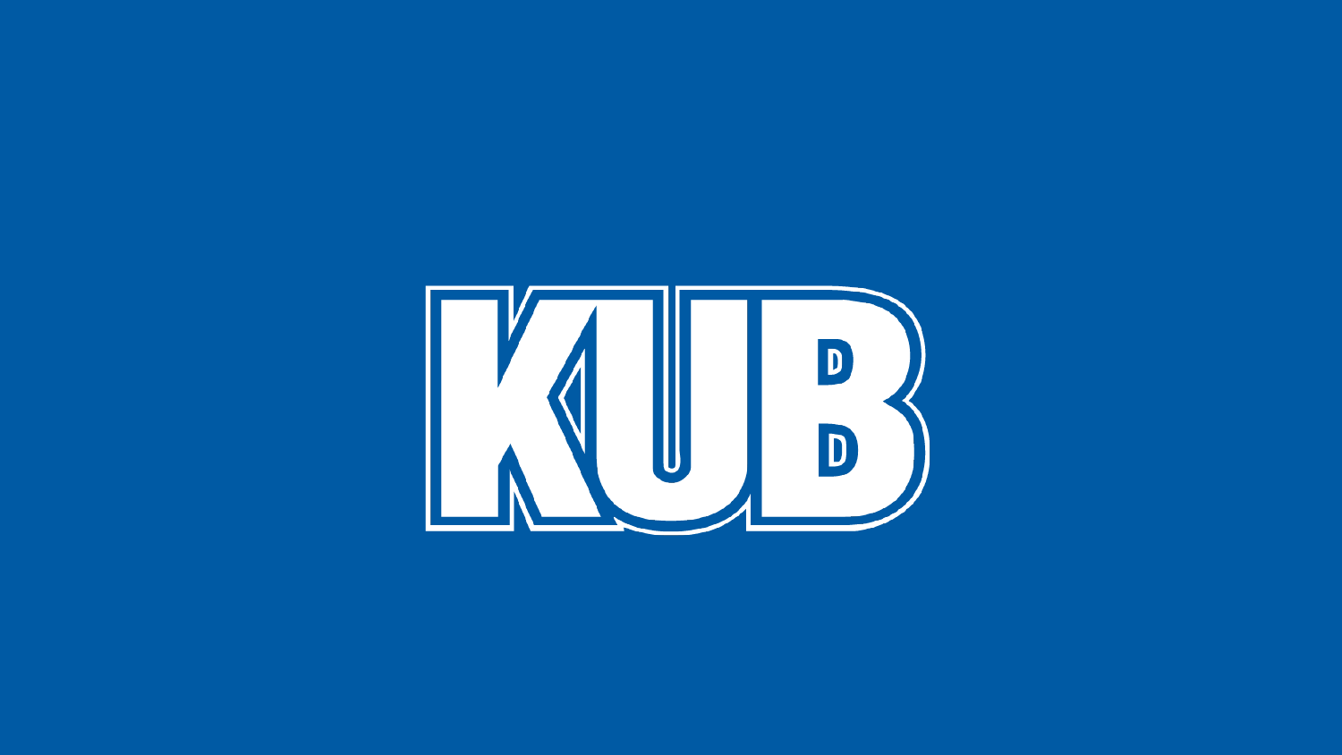KUB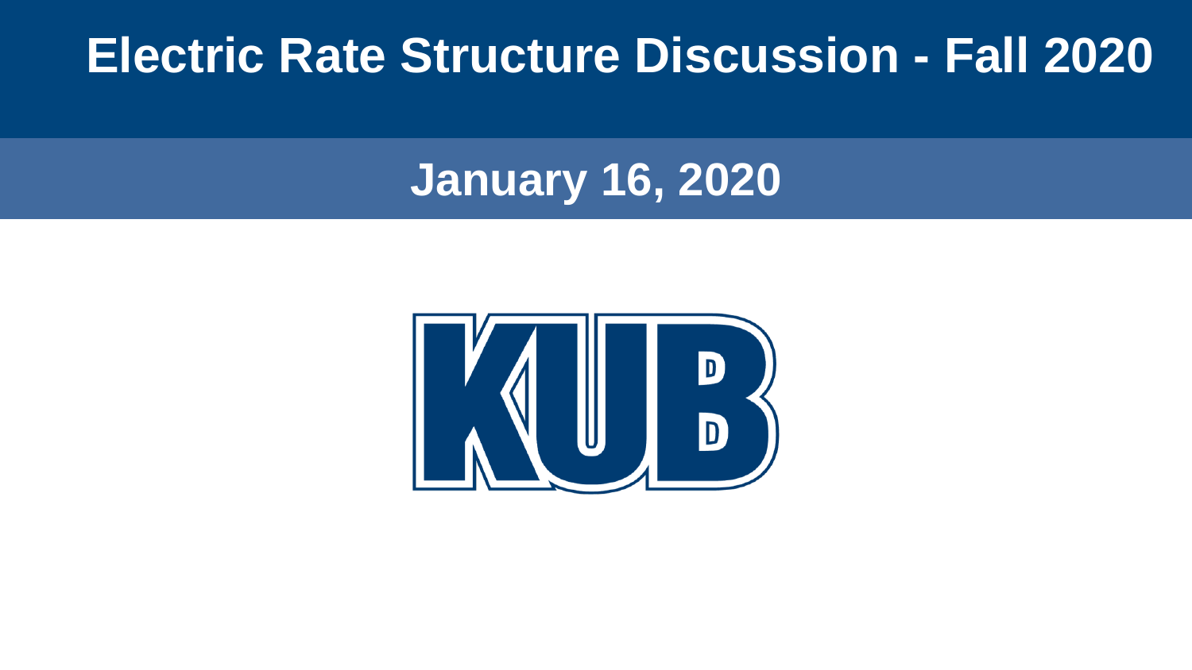# Electric Rate Structure Discussion - Fall 2020

## January 16, 2020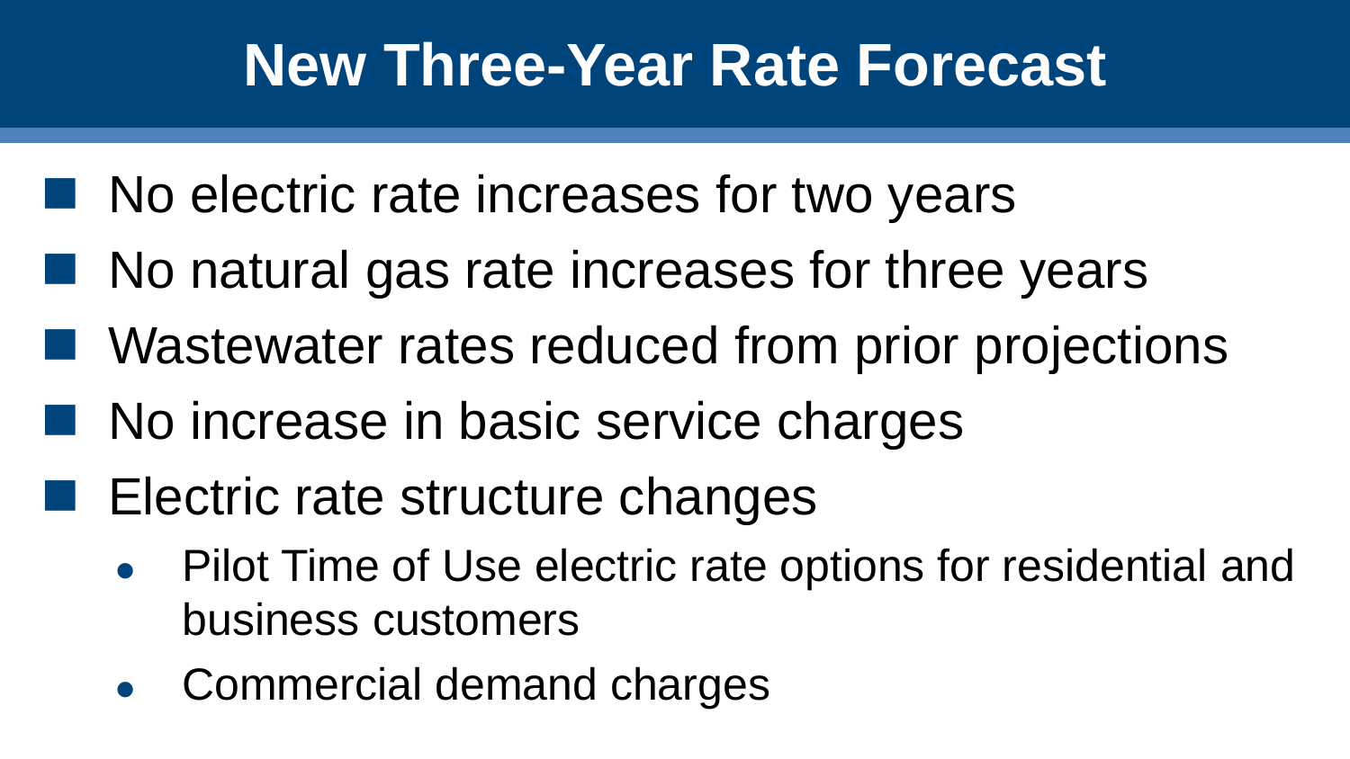# New Three-Year Rate Forecast

- No electric rate increases for two years
- No natural gas rate increases for three years
- Wastewater rates reduced from prior projections
- No increase in basic service charges
- Electric rate structure changes
  - Pilot Time of Use electric rate options for residential and business customers
  - Commercial demand charges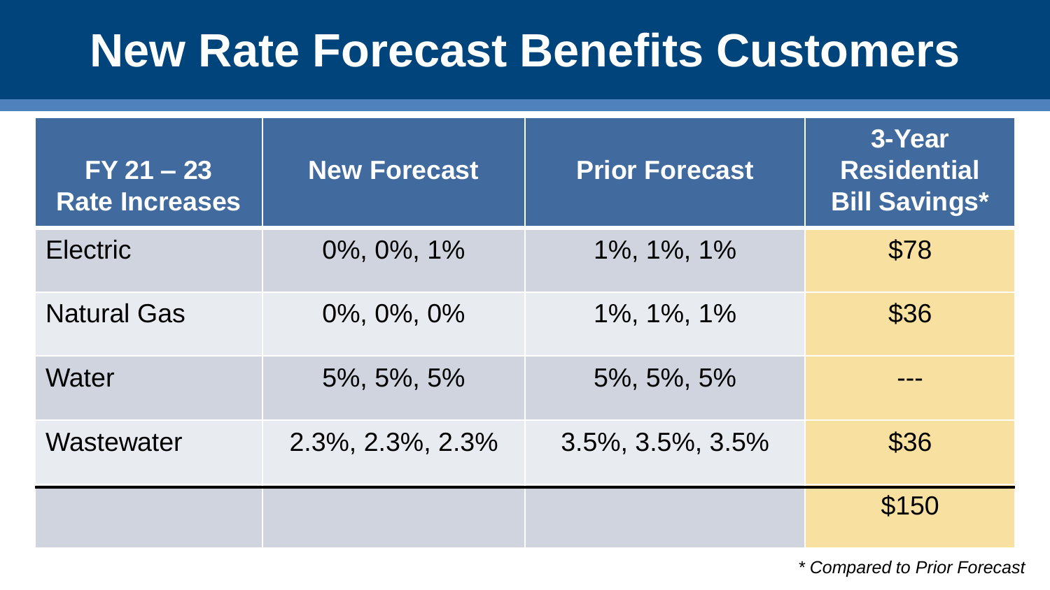# New Rate Forecast Benefits Customers

| FY 21 – 23 Rate Increases | New Forecast | Prior Forecast | 3-Year Residential Bill Savings* |
| --- | --- | --- | --- |
| Electric | 0%, 0%, 1% | 1%, 1%, 1% | $78 |
| Natural Gas | 0%, 0%, 0% | 1%, 1%, 1% | $36 |
| Water | 5%, 5%, 5% | 5%, 5%, 5% | --- |
| Wastewater | 2.3%, 2.3%, 2.3% | 3.5%, 3.5%, 3.5% | $36 |
| | | | $150 |

*\* Compared to Prior Forecast*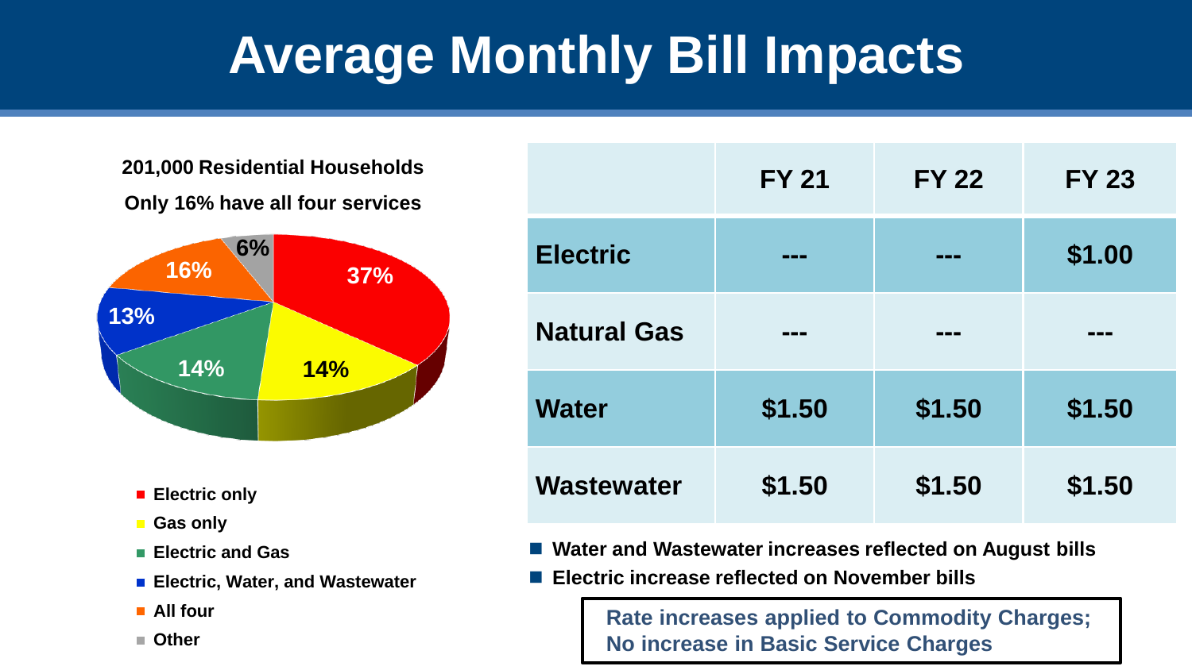# Average Monthly Bill Impacts

**201,000 Residential Households**

**Only 16% have all four services**

- Electric only — 37%
- Gas only — 14%
- Electric and Gas — 14%
- Electric, Water, and Wastewater — 13%
- All four — 16%
- Other — 6%

| | FY 21 | FY 22 | FY 23 |
|---|---|---|---|
| Electric | --- | --- | $1.00 |
| Natural Gas | --- | --- | --- |
| Water | $1.50 | $1.50 | $1.50 |
| Wastewater | $1.50 | $1.50 | $1.50 |

- **Water and Wastewater increases reflected on August bills**
- **Electric increase reflected on November bills**

**Rate increases applied to Commodity Charges; No increase in Basic Service Charges**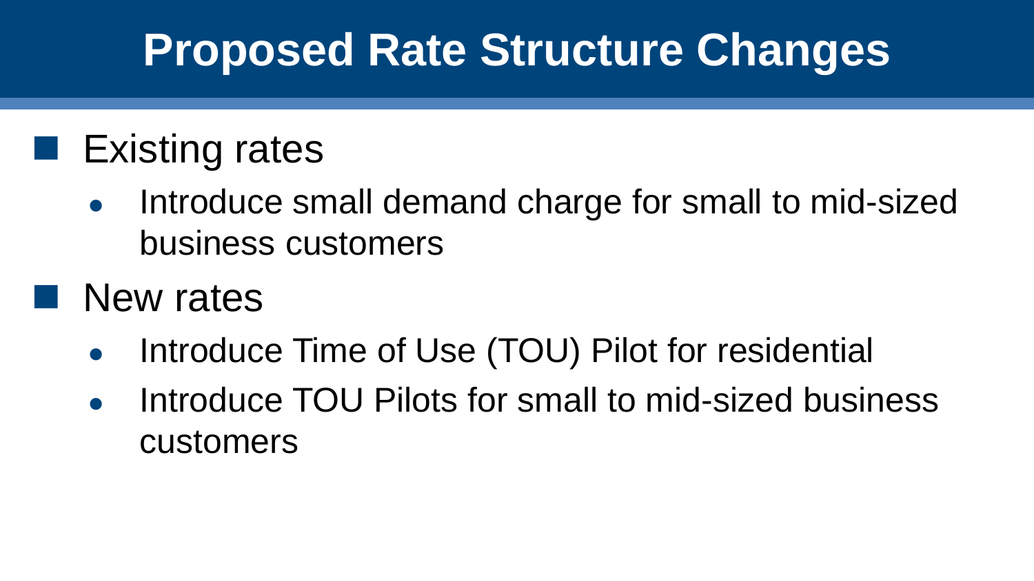# Proposed Rate Structure Changes

- Existing rates
  - Introduce small demand charge for small to mid-sized business customers
- New rates
  - Introduce Time of Use (TOU) Pilot for residential
  - Introduce TOU Pilots for small to mid-sized business customers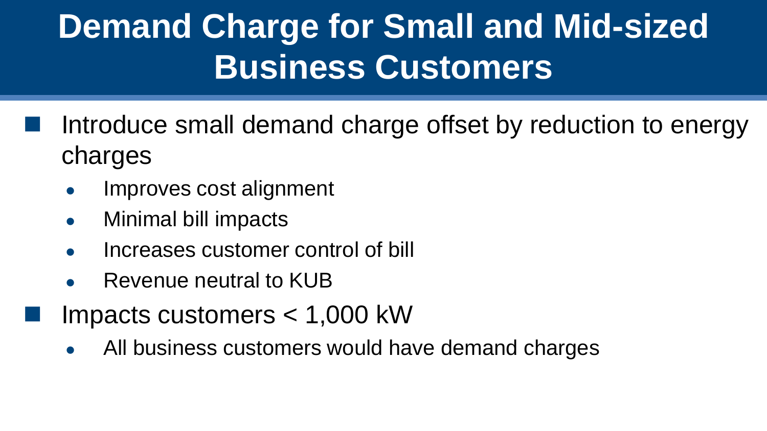# Demand Charge for Small and Mid-sized Business Customers

- Introduce small demand charge offset by reduction to energy charges
  - Improves cost alignment
  - Minimal bill impacts
  - Increases customer control of bill
  - Revenue neutral to KUB
- Impacts customers < 1,000 kW
  - All business customers would have demand charges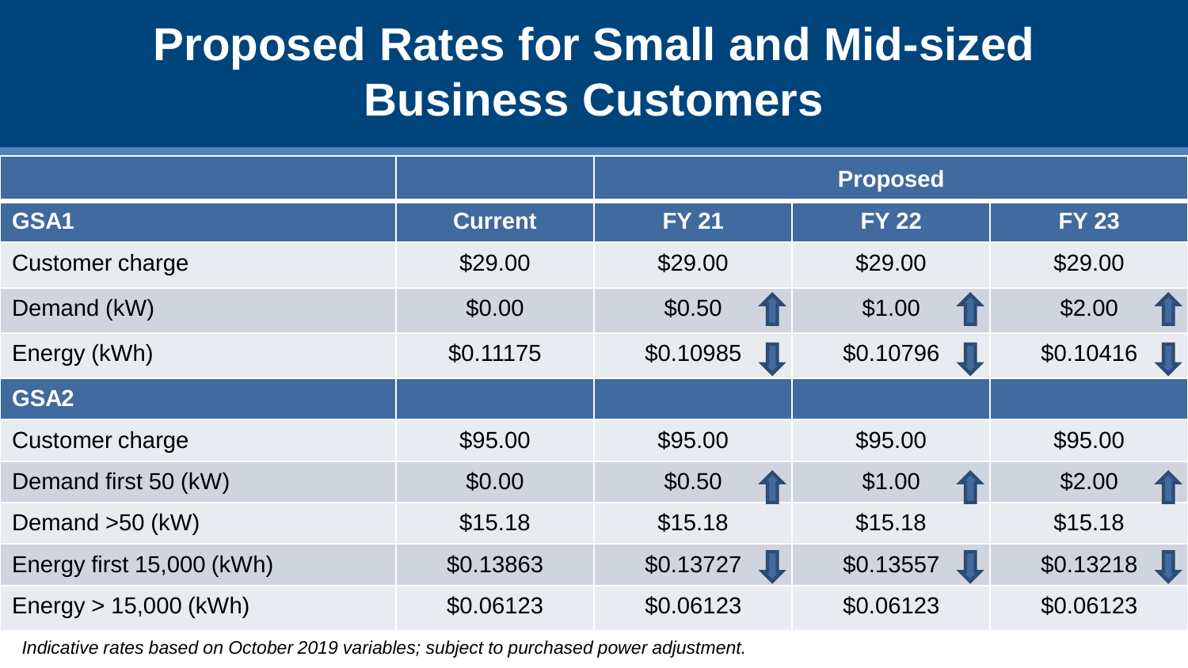# Proposed Rates for Small and Mid-sized Business Customers

| | | Proposed | | |
|---|---|---|---|---|
| **GSA1** | **Current** | **FY 21** | **FY 22** | **FY 23** |
| Customer charge | $29.00 | $29.00 | $29.00 | $29.00 |
| Demand (kW) | $0.00 | $0.50 ↑ | $1.00 ↑ | $2.00 ↑ |
| Energy (kWh) | $0.11175 | $0.10985 ↓ | $0.10796 ↓ | $0.10416 ↓ |
| **GSA2** | | | | |
| Customer charge | $95.00 | $95.00 | $95.00 | $95.00 |
| Demand first 50 (kW) | $0.00 | $0.50 ↑ | $1.00 ↑ | $2.00 ↑ |
| Demand >50 (kW) | $15.18 | $15.18 | $15.18 | $15.18 |
| Energy first 15,000 (kWh) | $0.13863 | $0.13727 ↓ | $0.13557 ↓ | $0.13218 ↓ |
| Energy > 15,000 (kWh) | $0.06123 | $0.06123 | $0.06123 | $0.06123 |

*Indicative rates based on October 2019 variables; subject to purchased power adjustment.*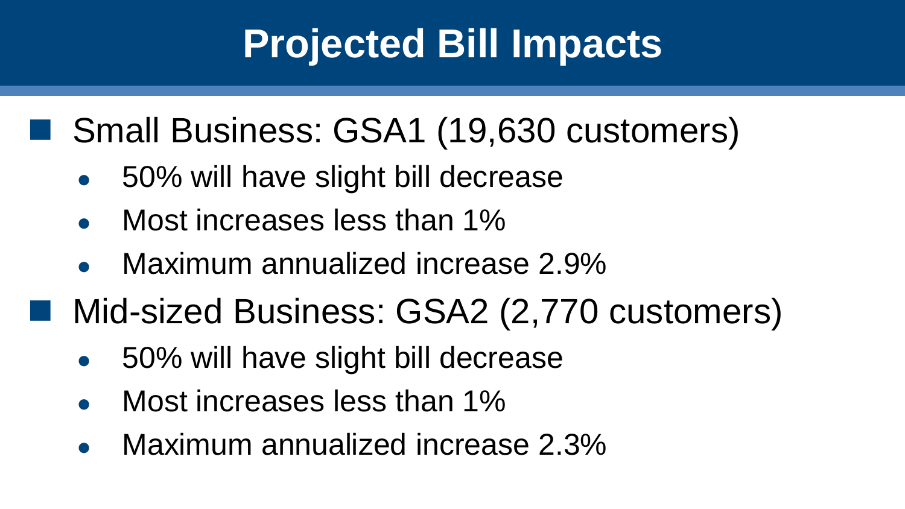# Projected Bill Impacts

- Small Business: GSA1 (19,630 customers)
  - 50% will have slight bill decrease
  - Most increases less than 1%
  - Maximum annualized increase 2.9%
- Mid-sized Business: GSA2 (2,770 customers)
  - 50% will have slight bill decrease
  - Most increases less than 1%
  - Maximum annualized increase 2.3%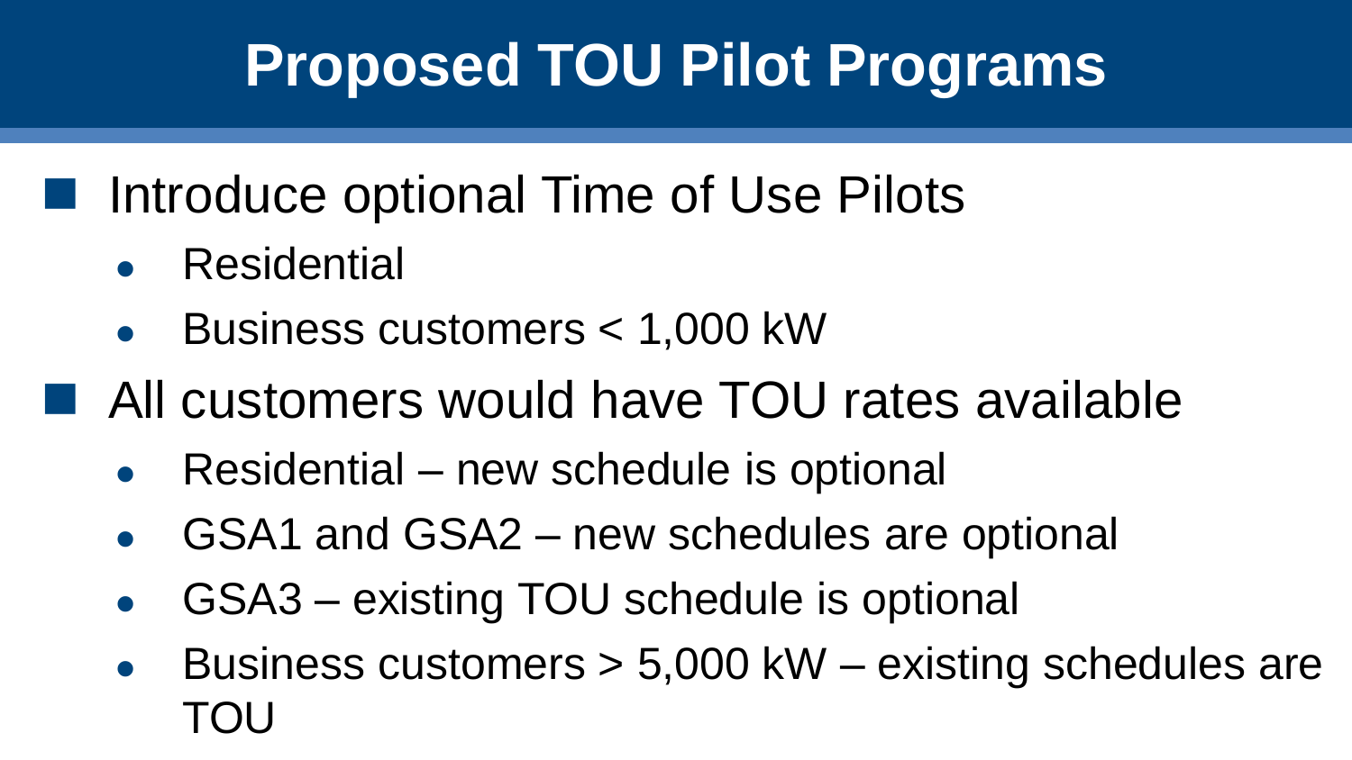# Proposed TOU Pilot Programs

- Introduce optional Time of Use Pilots
  - Residential
  - Business customers < 1,000 kW
- All customers would have TOU rates available
  - Residential – new schedule is optional
  - GSA1 and GSA2 – new schedules are optional
  - GSA3 – existing TOU schedule is optional
  - Business customers > 5,000 kW – existing schedules are TOU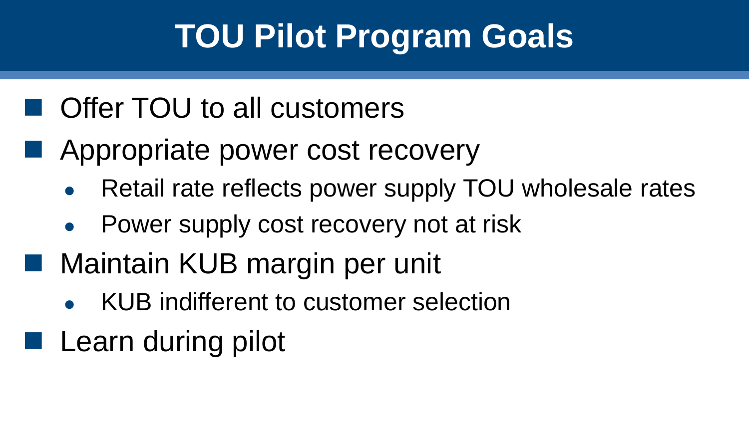# TOU Pilot Program Goals

- Offer TOU to all customers
- Appropriate power cost recovery
  - Retail rate reflects power supply TOU wholesale rates
  - Power supply cost recovery not at risk
- Maintain KUB margin per unit
  - KUB indifferent to customer selection
- Learn during pilot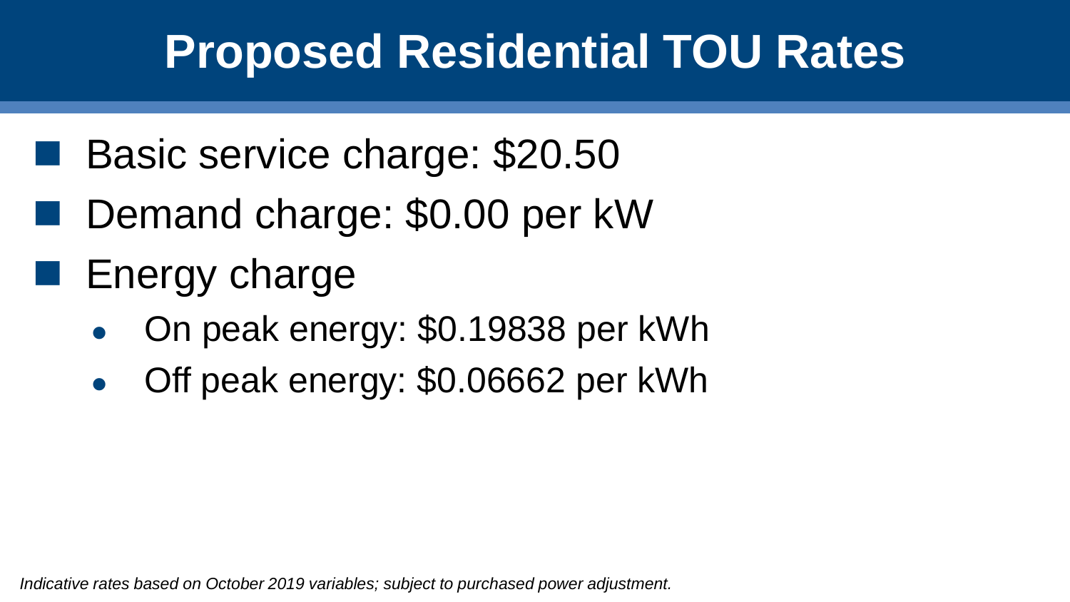# Proposed Residential TOU Rates

- Basic service charge: $20.50
- Demand charge: $0.00 per kW
- Energy charge
  - On peak energy: $0.19838 per kWh
  - Off peak energy: $0.06662 per kWh

*Indicative rates based on October 2019 variables; subject to purchased power adjustment.*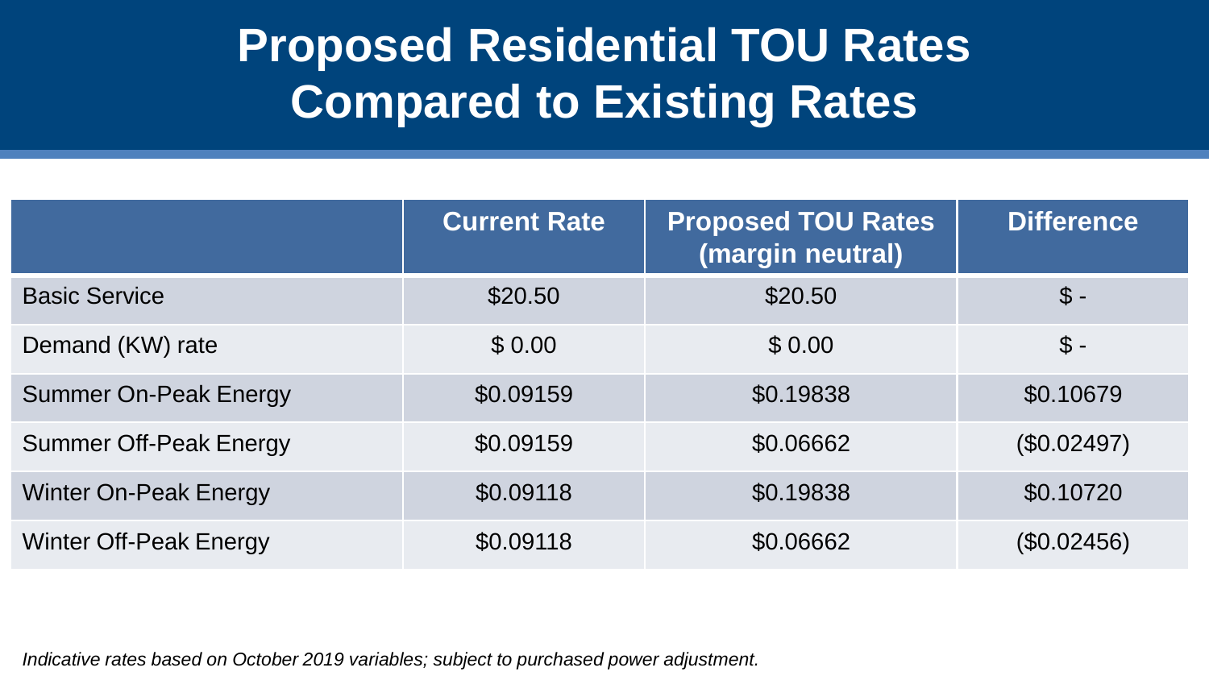# Proposed Residential TOU Rates Compared to Existing Rates

| | Current Rate | Proposed TOU Rates (margin neutral) | Difference |
|---|---|---|---|
| Basic Service | $20.50 | $20.50 | $ - |
| Demand (KW) rate | $ 0.00 | $ 0.00 | $ - |
| Summer On-Peak Energy | $0.09159 | $0.19838 | $0.10679 |
| Summer Off-Peak Energy | $0.09159 | $0.06662 | ($0.02497) |
| Winter On-Peak Energy | $0.09118 | $0.19838 | $0.10720 |
| Winter Off-Peak Energy | $0.09118 | $0.06662 | ($0.02456) |

*Indicative rates based on October 2019 variables; subject to purchased power adjustment.*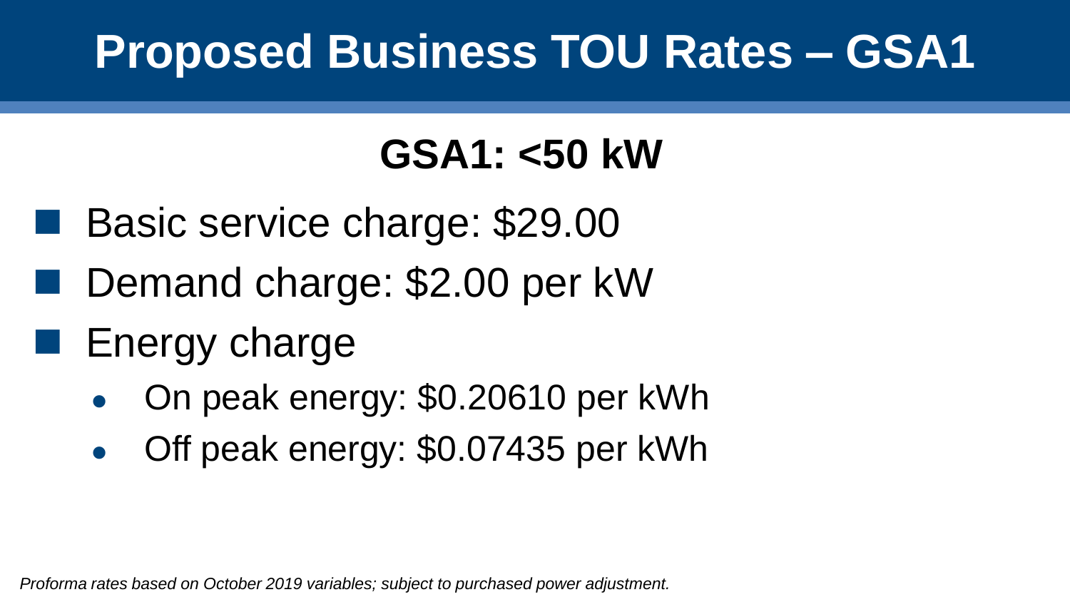# Proposed Business TOU Rates – GSA1

## GSA1: <50 kW

- Basic service charge: $29.00
- Demand charge: $2.00 per kW
- Energy charge
  - On peak energy: $0.20610 per kWh
  - Off peak energy: $0.07435 per kWh

*Proforma rates based on October 2019 variables; subject to purchased power adjustment.*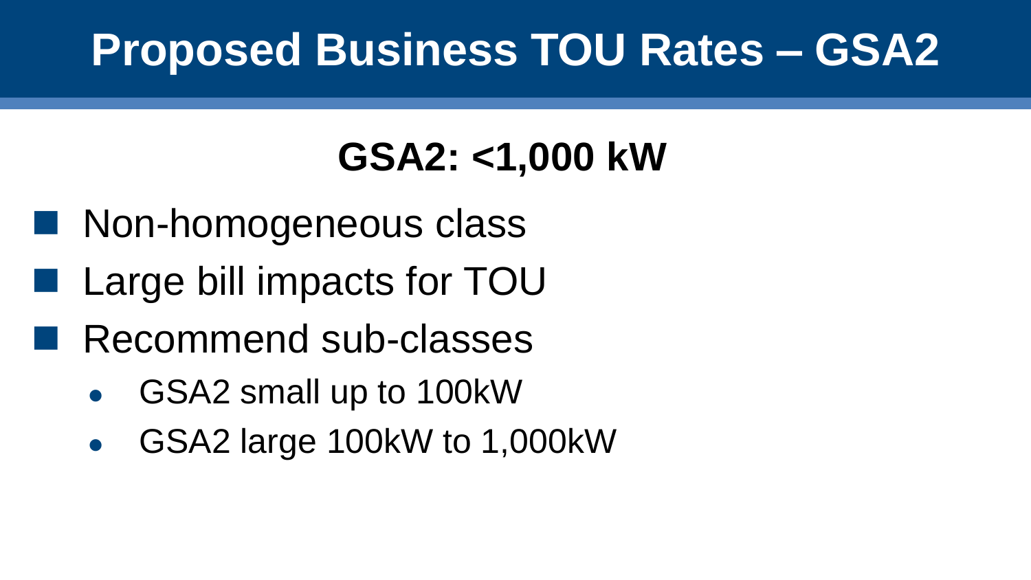# Proposed Business TOU Rates – GSA2

## GSA2: <1,000 kW

- Non-homogeneous class
- Large bill impacts for TOU
- Recommend sub-classes
  - GSA2 small up to 100kW
  - GSA2 large 100kW to 1,000kW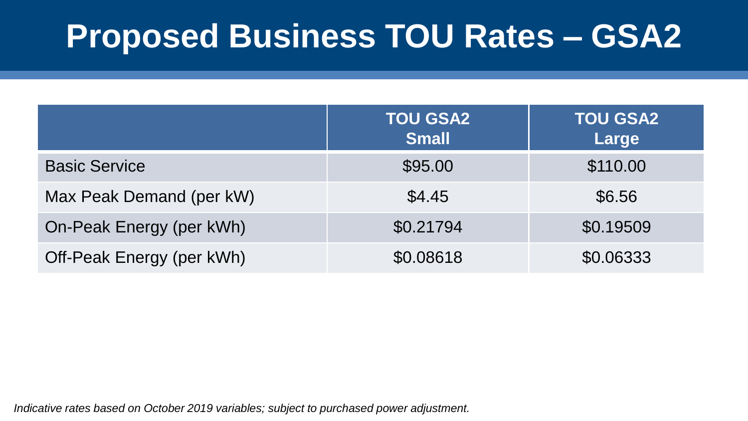# Proposed Business TOU Rates – GSA2

| | TOU GSA2 Small | TOU GSA2 Large |
|---|---|---|
| Basic Service | $95.00 | $110.00 |
| Max Peak Demand (per kW) | $4.45 | $6.56 |
| On-Peak Energy (per kWh) | $0.21794 | $0.19509 |
| Off-Peak Energy (per kWh) | $0.08618 | $0.06333 |

*Indicative rates based on October 2019 variables; subject to purchased power adjustment.*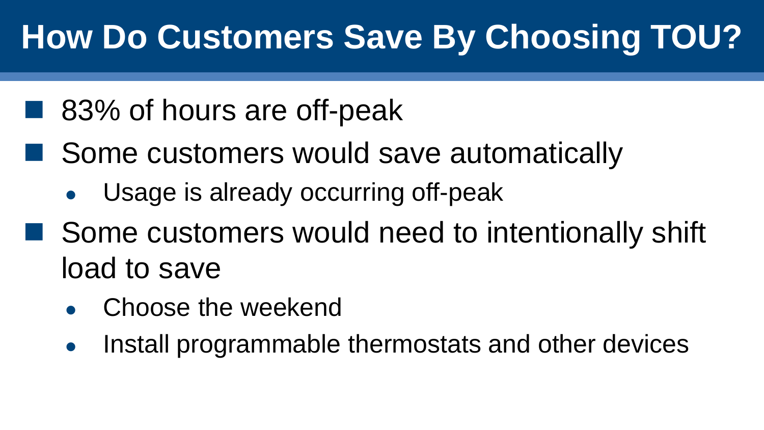# How Do Customers Save By Choosing TOU?

- 83% of hours are off-peak
- Some customers would save automatically
  - Usage is already occurring off-peak
- Some customers would need to intentionally shift load to save
  - Choose the weekend
  - Install programmable thermostats and other devices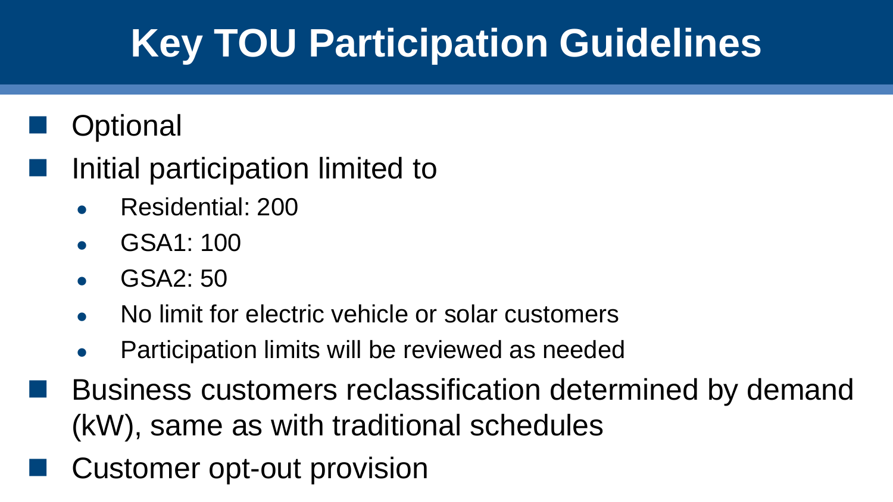# Key TOU Participation Guidelines

- Optional
- Initial participation limited to
  - Residential: 200
  - GSA1: 100
  - GSA2: 50
  - No limit for electric vehicle or solar customers
  - Participation limits will be reviewed as needed
- Business customers reclassification determined by demand (kW), same as with traditional schedules
- Customer opt-out provision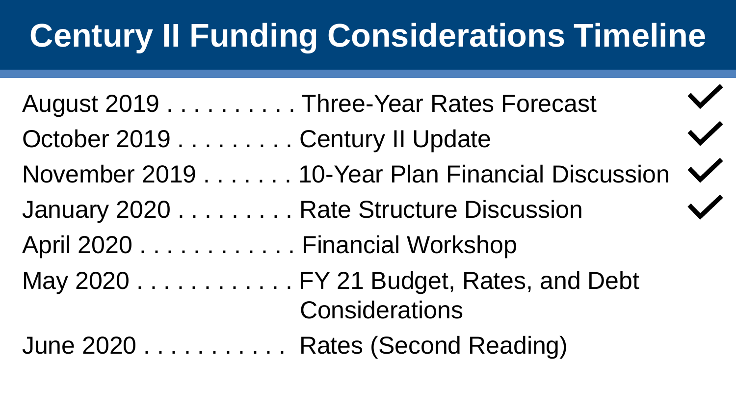# Century II Funding Considerations Timeline

August 2019 . . . . . . . . . . Three-Year Rates Forecast ✓

October 2019 . . . . . . . . . Century II Update ✓

November 2019 . . . . . . . 10-Year Plan Financial Discussion ✓

January 2020 . . . . . . . . . Rate Structure Discussion ✓

April 2020 . . . . . . . . . . . . Financial Workshop

May 2020 . . . . . . . . . . . . FY 21 Budget, Rates, and Debt Considerations

June 2020 . . . . . . . . . . . Rates (Second Reading)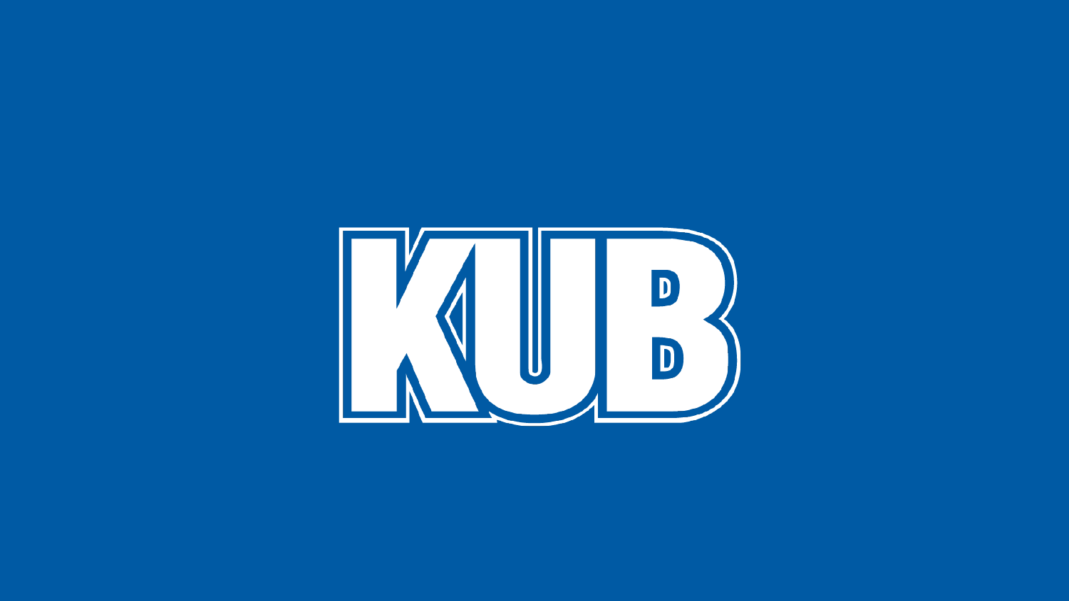KUB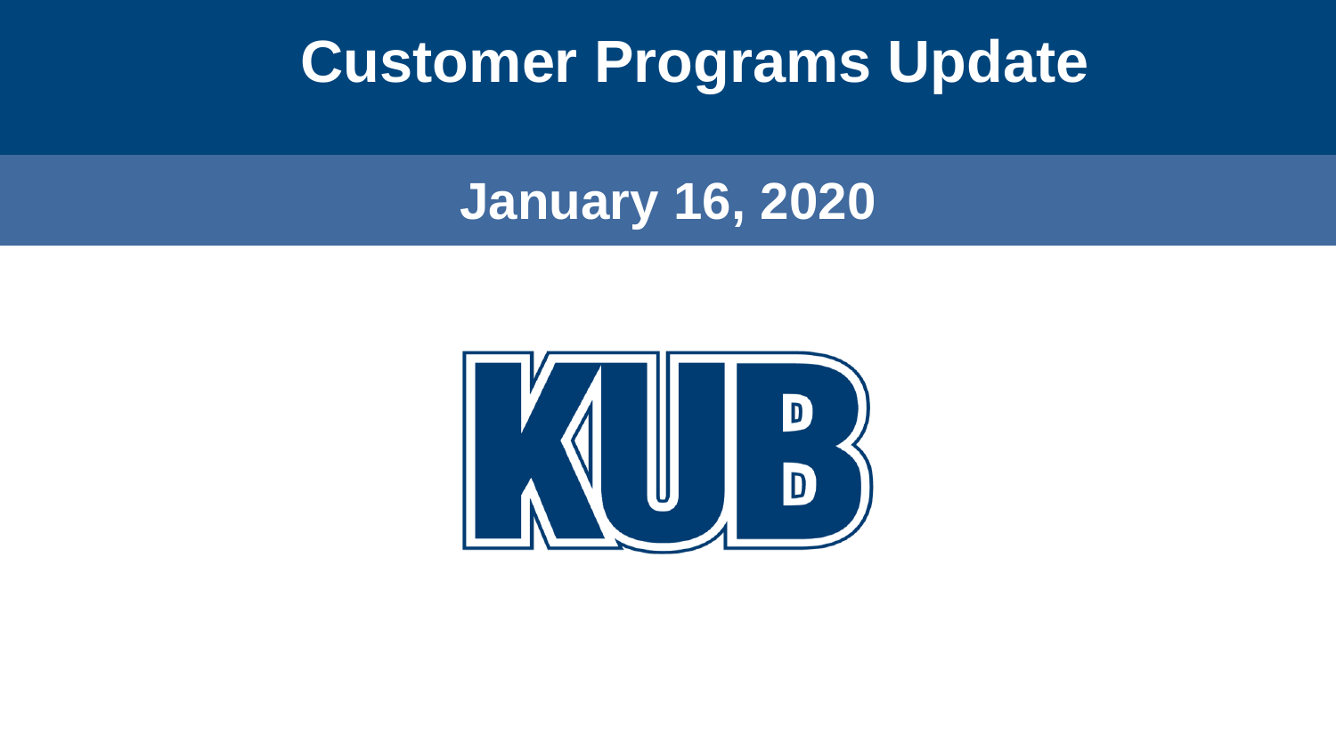# Customer Programs Update

## January 16, 2020

KUB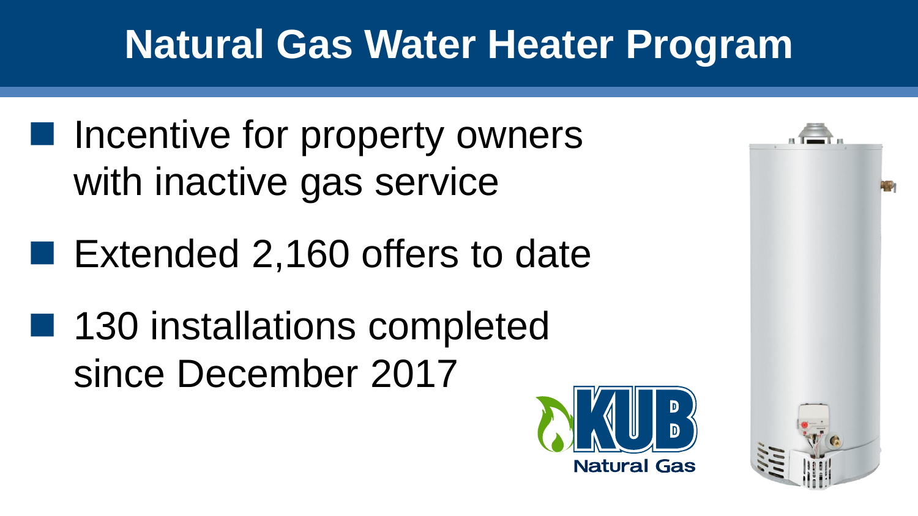# Natural Gas Water Heater Program

- Incentive for property owners with inactive gas service
- Extended 2,160 offers to date
- 130 installations completed since December 2017

KUB Natural Gas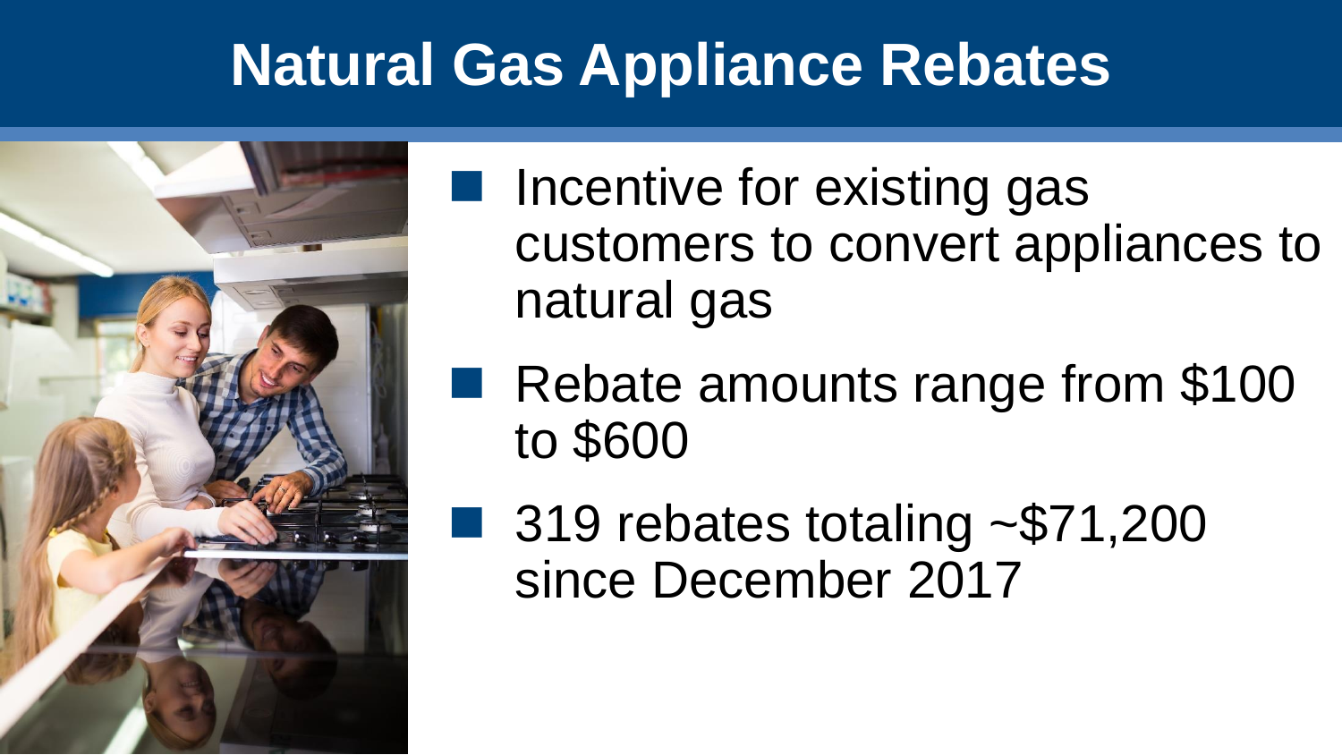# Natural Gas Appliance Rebates

- Incentive for existing gas customers to convert appliances to natural gas
- Rebate amounts range from $100 to $600
- 319 rebates totaling ~$71,200 since December 2017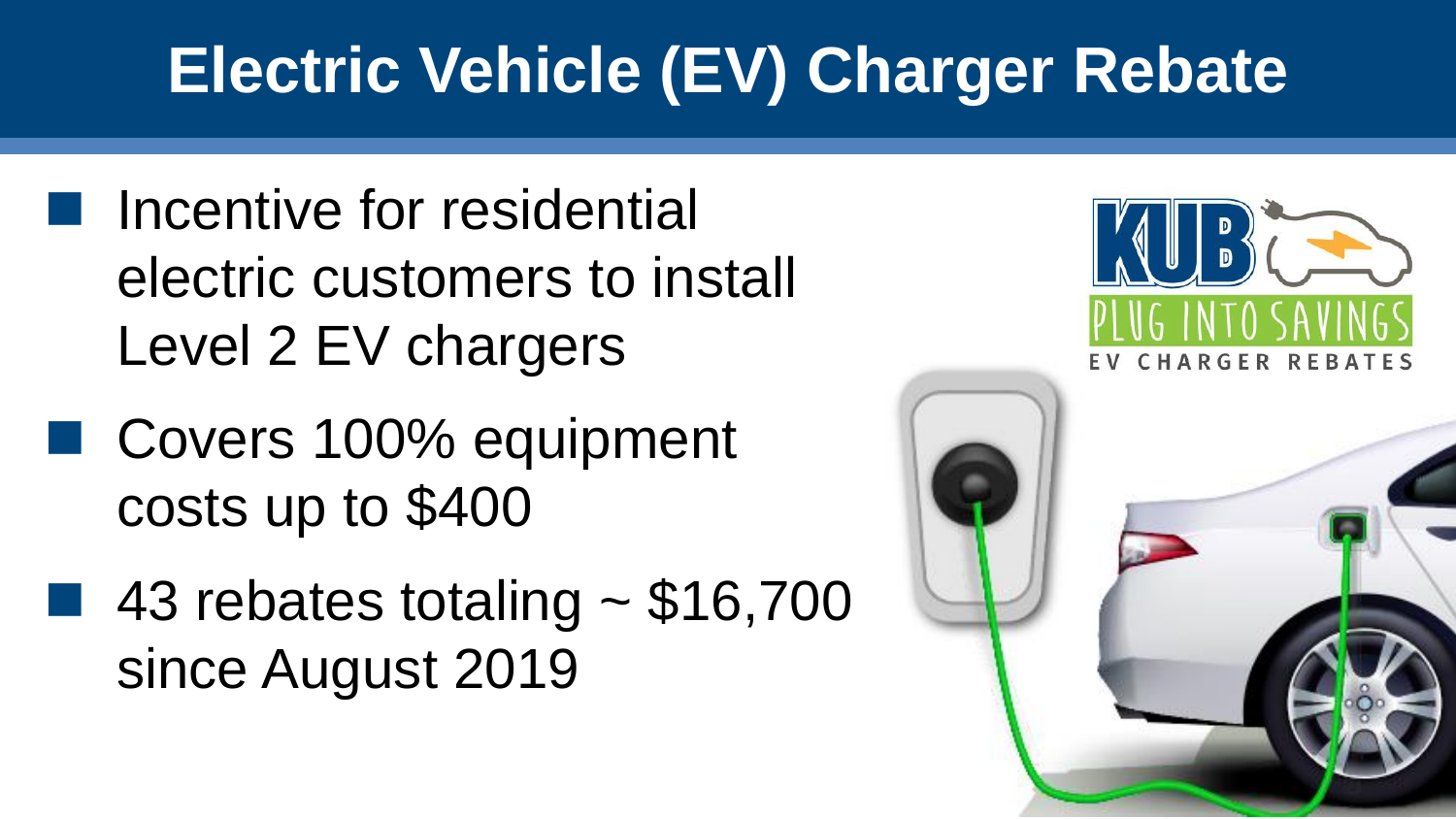# Electric Vehicle (EV) Charger Rebate

- Incentive for residential electric customers to install Level 2 EV chargers
- Covers 100% equipment costs up to $400
- 43 rebates totaling ~ $16,700 since August 2019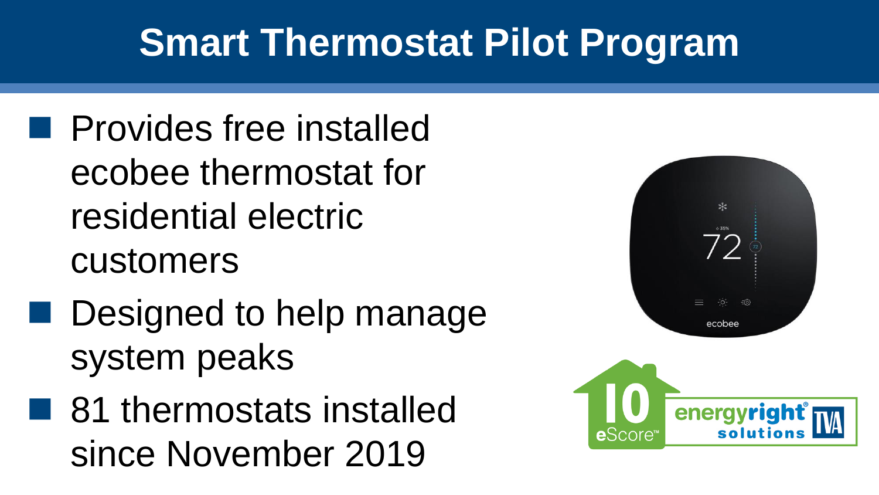# Smart Thermostat Pilot Program

- Provides free installed ecobee thermostat for residential electric customers
- Designed to help manage system peaks
- 81 thermostats installed since November 2019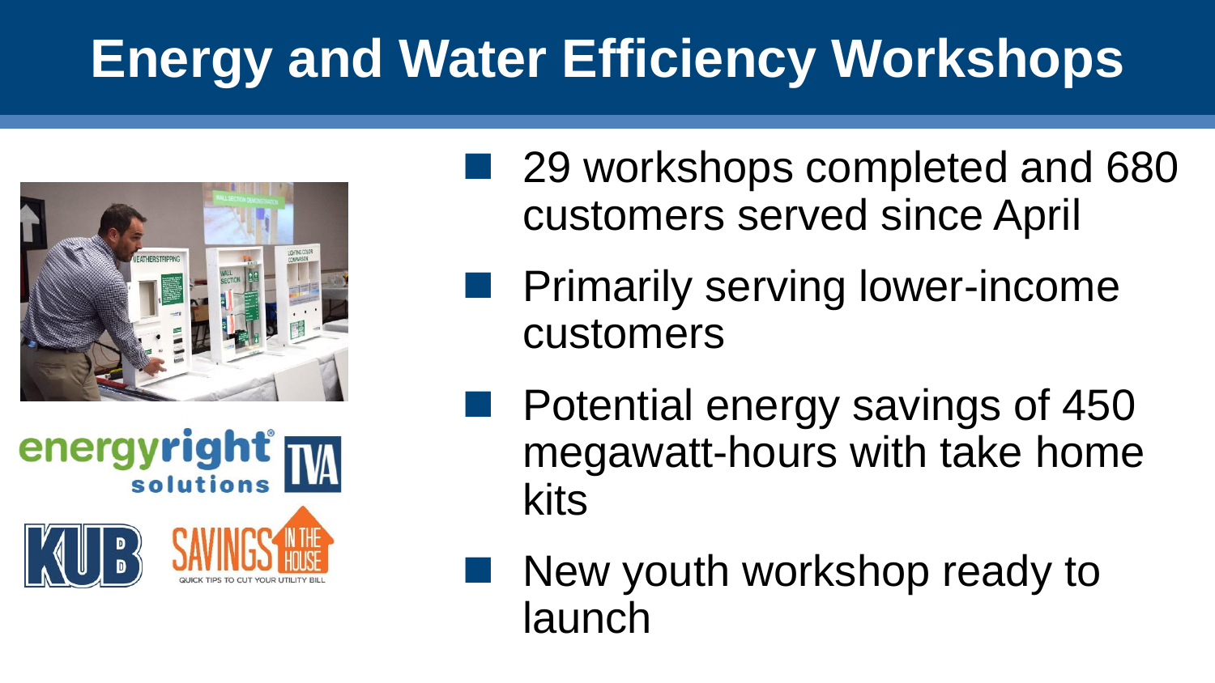# Energy and Water Efficiency Workshops

- 29 workshops completed and 680 customers served since April
- Primarily serving lower-income customers
- Potential energy savings of 450 megawatt-hours with take home kits
- New youth workshop ready to launch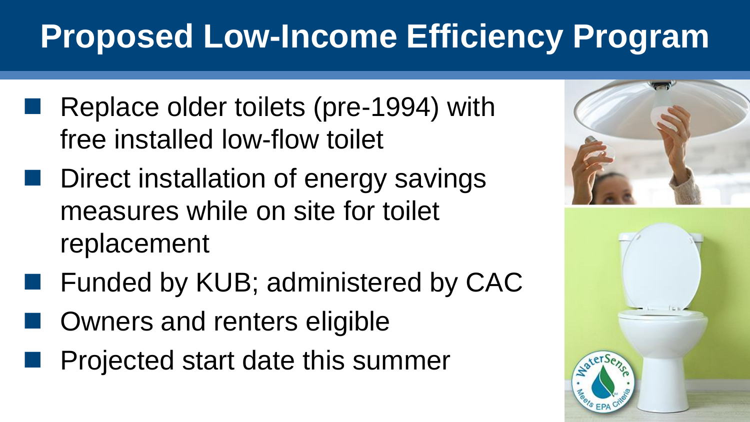# Proposed Low-Income Efficiency Program

- Replace older toilets (pre-1994) with free installed low-flow toilet
- Direct installation of energy savings measures while on site for toilet replacement
- Funded by KUB; administered by CAC
- Owners and renters eligible
- Projected start date this summer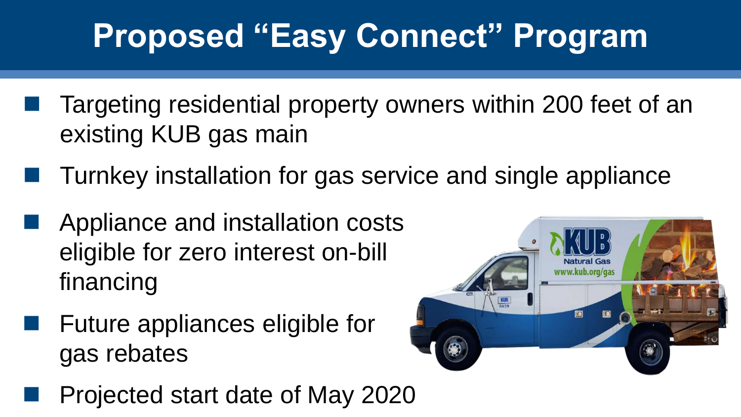# Proposed "Easy Connect" Program

- Targeting residential property owners within 200 feet of an existing KUB gas main
- Turnkey installation for gas service and single appliance
- Appliance and installation costs eligible for zero interest on-bill financing
- Future appliances eligible for gas rebates
- Projected start date of May 2020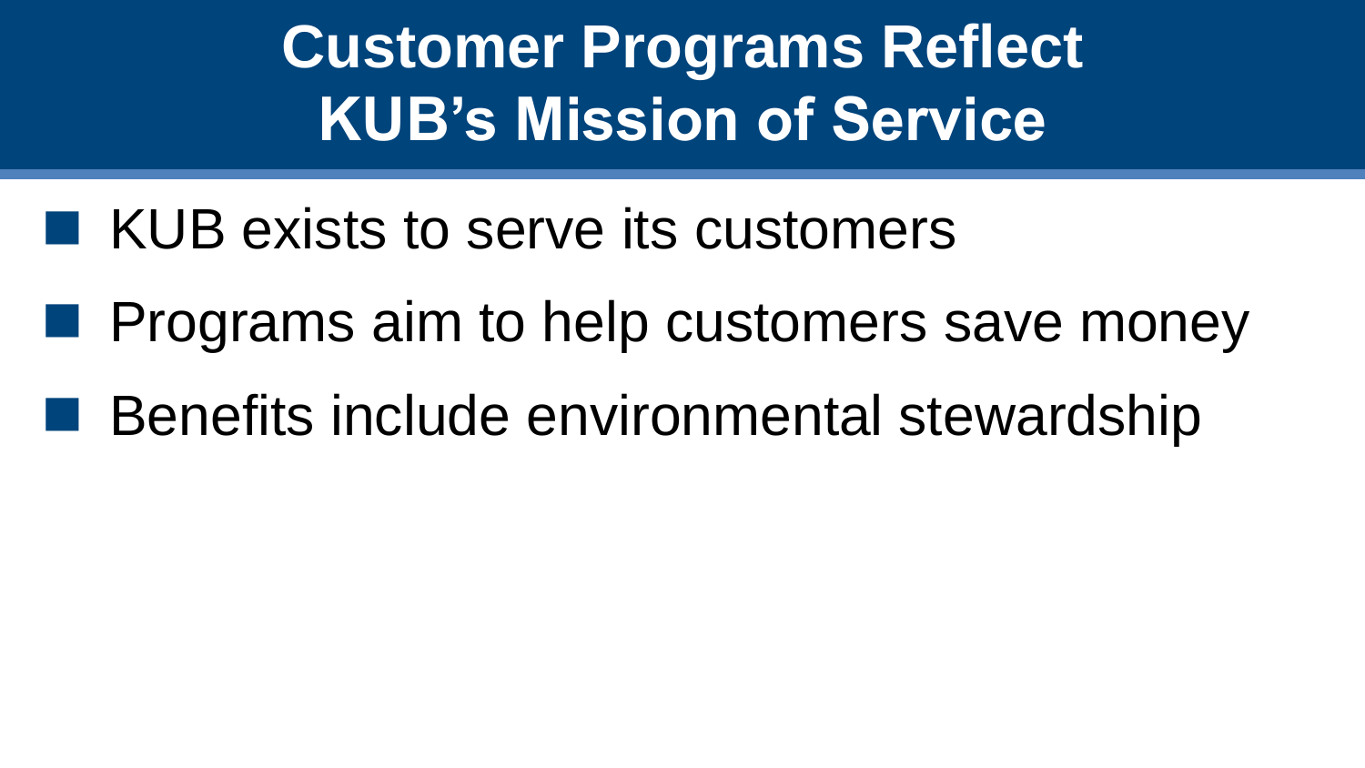# Customer Programs Reflect KUB's Mission of Service

- KUB exists to serve its customers
- Programs aim to help customers save money
- Benefits include environmental stewardship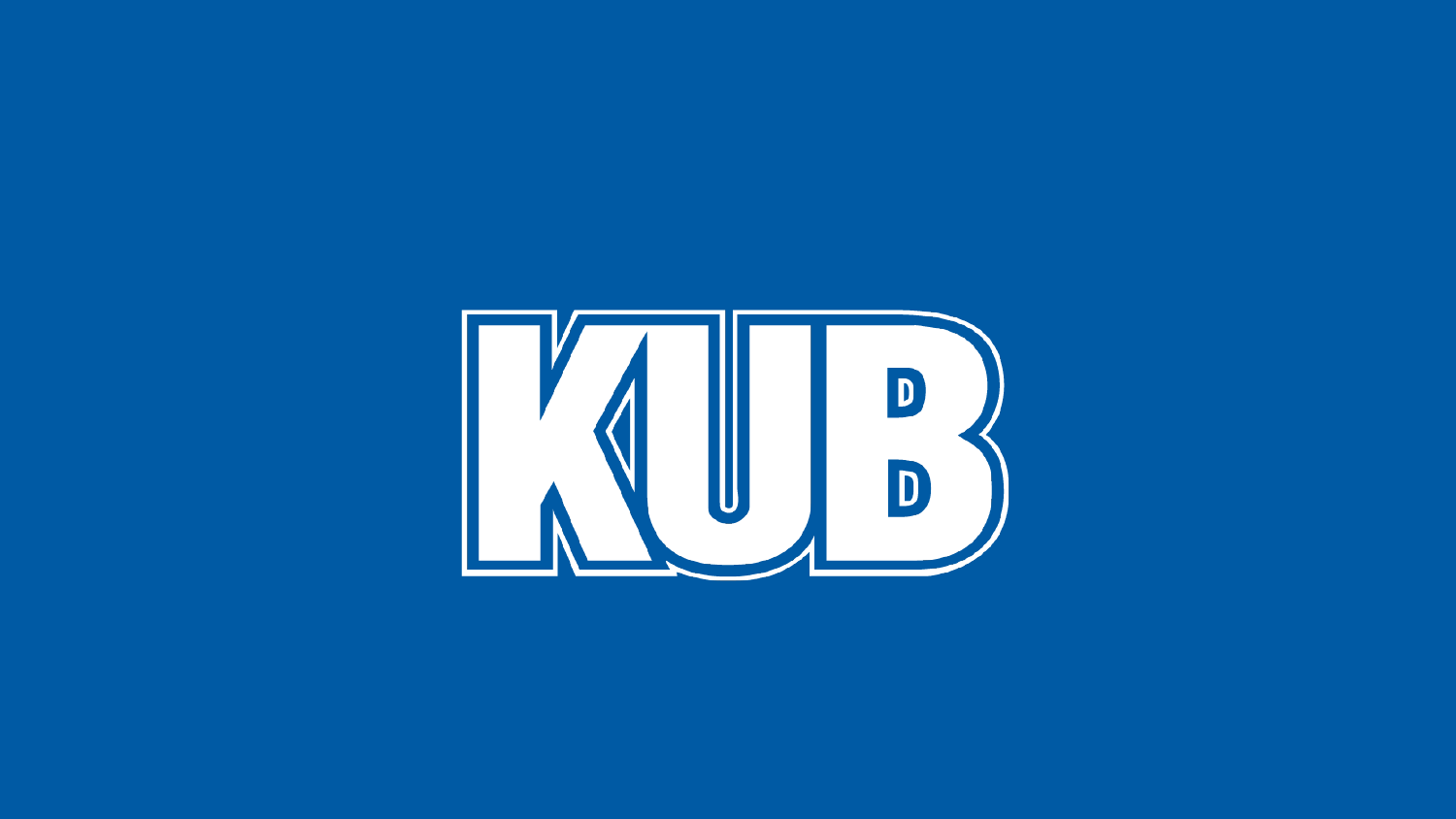KUB